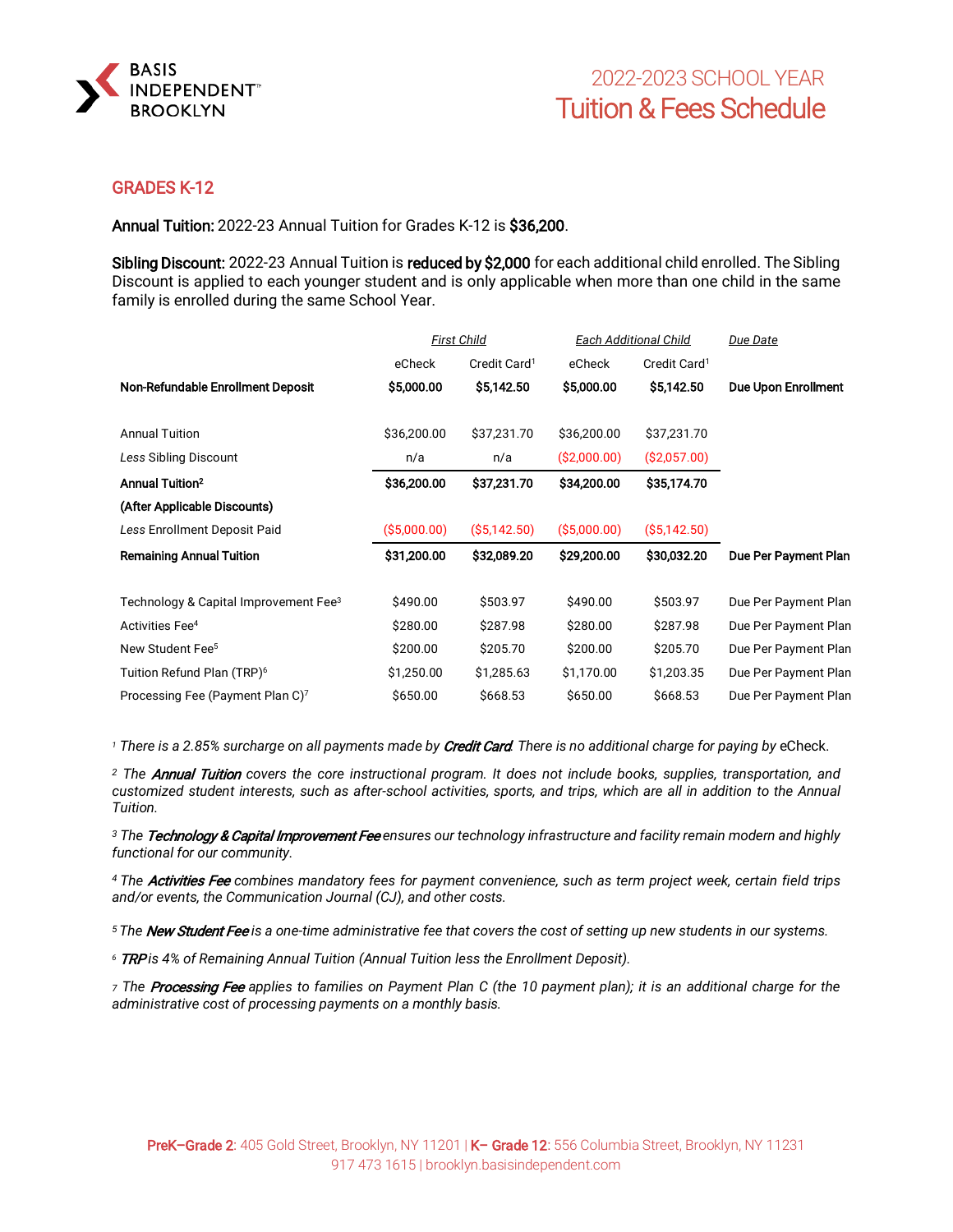BASIS INDEPENDENT™ BROOKLYN

# 2022-2023 SCHOOL YEAR
# Tuition & Fees Schedule

## GRADES K-12

**Annual Tuition:** 2022-23 Annual Tuition for Grades K-12 is **$36,200**.

**Sibling Discount:** 2022-23 Annual Tuition is **reduced by $2,000** for each additional child enrolled. The Sibling Discount is applied to each younger student and is only applicable when more than one child in the same family is enrolled during the same School Year.

| | *First Child* | | *Each Additional Child* | | *Due Date* |
|---|---|---|---|---|---|
| | eCheck | Credit Card[1] | eCheck | Credit Card[1] | |
| **Non-Refundable Enrollment Deposit** | **$5,000.00** | **$5,142.50** | **$5,000.00** | **$5,142.50** | **Due Upon Enrollment** |
| Annual Tuition | $36,200.00 | $37,231.70 | $36,200.00 | $37,231.70 | |
| *Less* Sibling Discount | n/a | n/a | ($2,000.00) | ($2,057.00) | |
| **Annual Tuition[2] (After Applicable Discounts)** | **$36,200.00** | **$37,231.70** | **$34,200.00** | **$35,174.70** | |
| *Less* Enrollment Deposit Paid | ($5,000.00) | ($5,142.50) | ($5,000.00) | ($5,142.50) | |
| **Remaining Annual Tuition** | **$31,200.00** | **$32,089.20** | **$29,200.00** | **$30,032.20** | **Due Per Payment Plan** |
| Technology & Capital Improvement Fee[3] | $490.00 | $503.97 | $490.00 | $503.97 | Due Per Payment Plan |
| Activities Fee[4] | $280.00 | $287.98 | $280.00 | $287.98 | Due Per Payment Plan |
| New Student Fee[5] | $200.00 | $205.70 | $200.00 | $205.70 | Due Per Payment Plan |
| Tuition Refund Plan (TRP)[6] | $1,250.00 | $1,285.63 | $1,170.00 | $1,203.35 | Due Per Payment Plan |
| Processing Fee (Payment Plan C)[7] | $650.00 | $668.53 | $650.00 | $668.53 | Due Per Payment Plan |

[1] *There is a 2.85% surcharge on all payments made by **Credit Card**. There is no additional charge for paying by* eCheck.

[2] *The **Annual Tuition** covers the core instructional program. It does not include books, supplies, transportation, and customized student interests, such as after-school activities, sports, and trips, which are all in addition to the Annual Tuition.*

[3] *The **Technology & Capital Improvement Fee** ensures our technology infrastructure and facility remain modern and highly functional for our community.*

[4] *The **Activities Fee** combines mandatory fees for payment convenience, such as term project week, certain field trips and/or events, the Communication Journal (CJ), and other costs.*

[5] *The **New Student Fee** is a one-time administrative fee that covers the cost of setting up new students in our systems.*

[6] ***TRP** is 4% of Remaining Annual Tuition (Annual Tuition less the Enrollment Deposit).*

[7] *The **Processing Fee** applies to families on Payment Plan C (the 10 payment plan); it is an additional charge for the administrative cost of processing payments on a monthly basis.*

**PreK–Grade 2**: 405 Gold Street, Brooklyn, NY 11201 | **K– Grade 12**: 556 Columbia Street, Brooklyn, NY 11231
917 473 1615 | brooklyn.basisindependent.com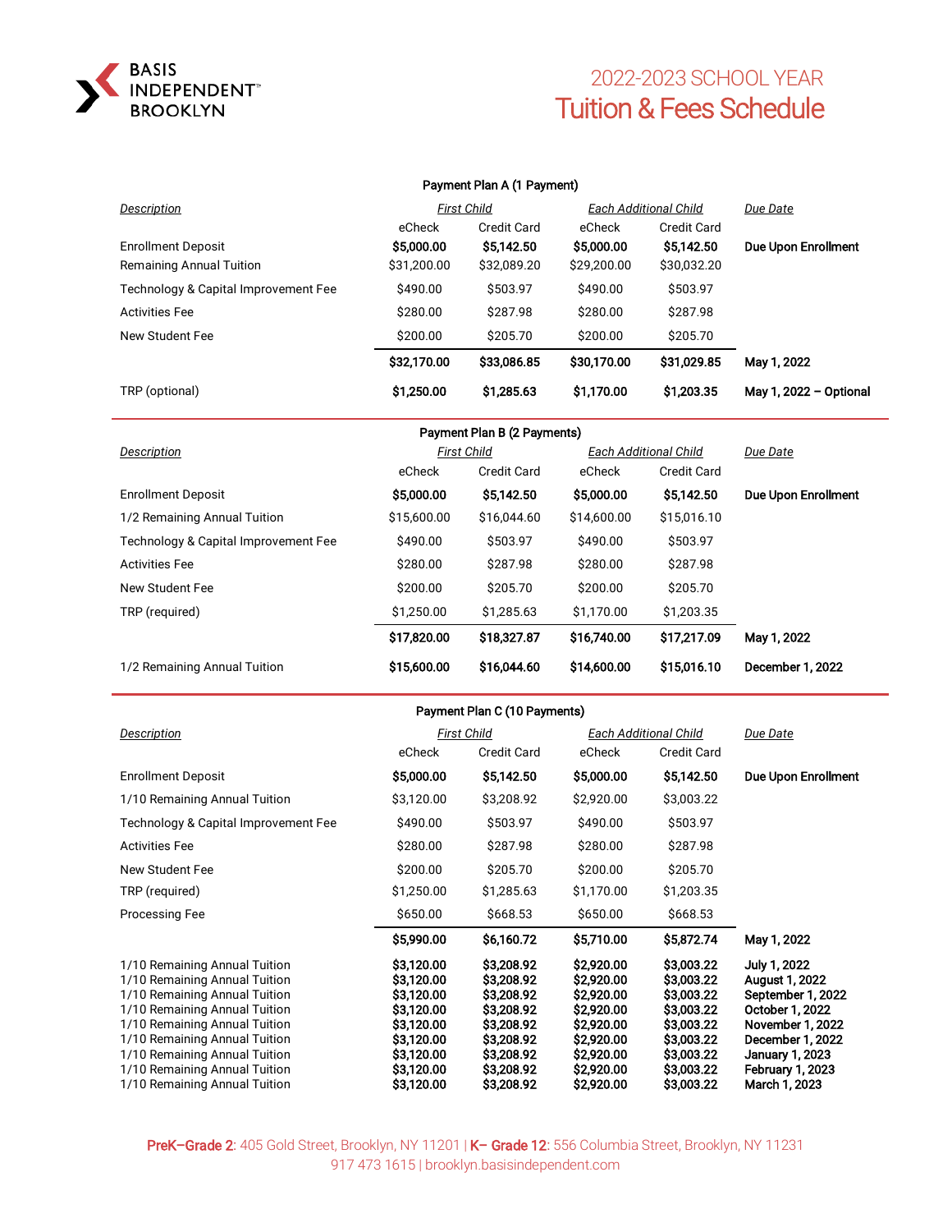BASIS INDEPENDENT™ BROOKLYN

# 2022-2023 SCHOOL YEAR
# Tuition & Fees Schedule

### Payment Plan A (1 Payment)

| *Description* | *First Child* | | *Each Additional Child* | | *Due Date* |
|---|---|---|---|---|---|
| | eCheck | Credit Card | eCheck | Credit Card | |
| Enrollment Deposit | **$5,000.00** | **$5,142.50** | **$5,000.00** | **$5,142.50** | **Due Upon Enrollment** |
| Remaining Annual Tuition | $31,200.00 | $32,089.20 | $29,200.00 | $30,032.20 | |
| Technology & Capital Improvement Fee | $490.00 | $503.97 | $490.00 | $503.97 | |
| Activities Fee | $280.00 | $287.98 | $280.00 | $287.98 | |
| New Student Fee | $200.00 | $205.70 | $200.00 | $205.70 | |
| | **$32,170.00** | **$33,086.85** | **$30,170.00** | **$31,029.85** | **May 1, 2022** |
| TRP (optional) | **$1,250.00** | **$1,285.63** | **$1,170.00** | **$1,203.35** | **May 1, 2022 – Optional** |

### Payment Plan B (2 Payments)

| *Description* | *First Child* | | *Each Additional Child* | | *Due Date* |
|---|---|---|---|---|---|
| | eCheck | Credit Card | eCheck | Credit Card | |
| Enrollment Deposit | **$5,000.00** | **$5,142.50** | **$5,000.00** | **$5,142.50** | **Due Upon Enrollment** |
| 1/2 Remaining Annual Tuition | $15,600.00 | $16,044.60 | $14,600.00 | $15,016.10 | |
| Technology & Capital Improvement Fee | $490.00 | $503.97 | $490.00 | $503.97 | |
| Activities Fee | $280.00 | $287.98 | $280.00 | $287.98 | |
| New Student Fee | $200.00 | $205.70 | $200.00 | $205.70 | |
| TRP (required) | $1,250.00 | $1,285.63 | $1,170.00 | $1,203.35 | |
| | **$17,820.00** | **$18,327.87** | **$16,740.00** | **$17,217.09** | **May 1, 2022** |
| 1/2 Remaining Annual Tuition | **$15,600.00** | **$16,044.60** | **$14,600.00** | **$15,016.10** | **December 1, 2022** |

### Payment Plan C (10 Payments)

| *Description* | *First Child* | | *Each Additional Child* | | *Due Date* |
|---|---|---|---|---|---|
| | eCheck | Credit Card | eCheck | Credit Card | |
| Enrollment Deposit | **$5,000.00** | **$5,142.50** | **$5,000.00** | **$5,142.50** | **Due Upon Enrollment** |
| 1/10 Remaining Annual Tuition | $3,120.00 | $3,208.92 | $2,920.00 | $3,003.22 | |
| Technology & Capital Improvement Fee | $490.00 | $503.97 | $490.00 | $503.97 | |
| Activities Fee | $280.00 | $287.98 | $280.00 | $287.98 | |
| New Student Fee | $200.00 | $205.70 | $200.00 | $205.70 | |
| TRP (required) | $1,250.00 | $1,285.63 | $1,170.00 | $1,203.35 | |
| Processing Fee | $650.00 | $668.53 | $650.00 | $668.53 | |
| | **$5,990.00** | **$6,160.72** | **$5,710.00** | **$5,872.74** | **May 1, 2022** |
| 1/10 Remaining Annual Tuition | **$3,120.00** | **$3,208.92** | **$2,920.00** | **$3,003.22** | **July 1, 2022** |
| 1/10 Remaining Annual Tuition | **$3,120.00** | **$3,208.92** | **$2,920.00** | **$3,003.22** | **August 1, 2022** |
| 1/10 Remaining Annual Tuition | **$3,120.00** | **$3,208.92** | **$2,920.00** | **$3,003.22** | **September 1, 2022** |
| 1/10 Remaining Annual Tuition | **$3,120.00** | **$3,208.92** | **$2,920.00** | **$3,003.22** | **October 1, 2022** |
| 1/10 Remaining Annual Tuition | **$3,120.00** | **$3,208.92** | **$2,920.00** | **$3,003.22** | **November 1, 2022** |
| 1/10 Remaining Annual Tuition | **$3,120.00** | **$3,208.92** | **$2,920.00** | **$3,003.22** | **December 1, 2022** |
| 1/10 Remaining Annual Tuition | **$3,120.00** | **$3,208.92** | **$2,920.00** | **$3,003.22** | **January 1, 2023** |
| 1/10 Remaining Annual Tuition | **$3,120.00** | **$3,208.92** | **$2,920.00** | **$3,003.22** | **February 1, 2023** |
| 1/10 Remaining Annual Tuition | **$3,120.00** | **$3,208.92** | **$2,920.00** | **$3,003.22** | **March 1, 2023** |

**PreK–Grade 2**: 405 Gold Street, Brooklyn, NY 11201 | **K– Grade 12**: 556 Columbia Street, Brooklyn, NY 11231
917 473 1615 | brooklyn.basisindependent.com